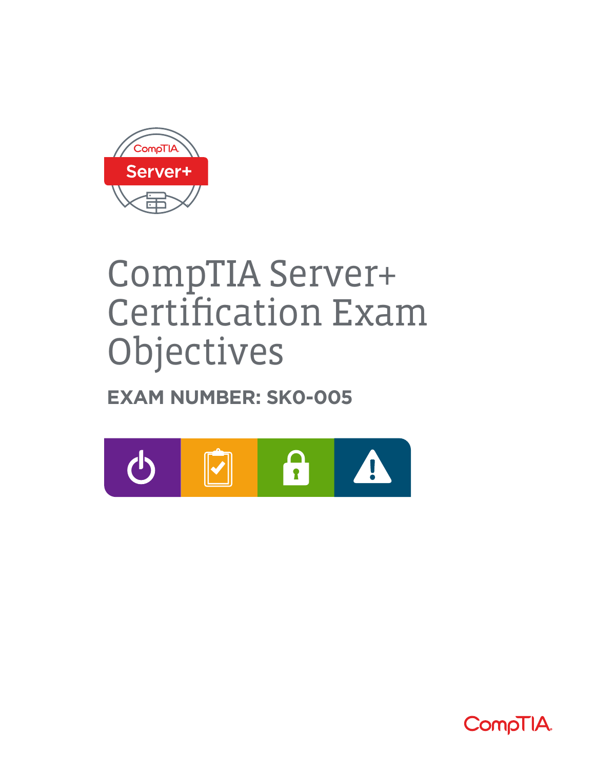# CompTIA Server+ Certification Exam Objectives

**EXAM NUMBER: SK0-005**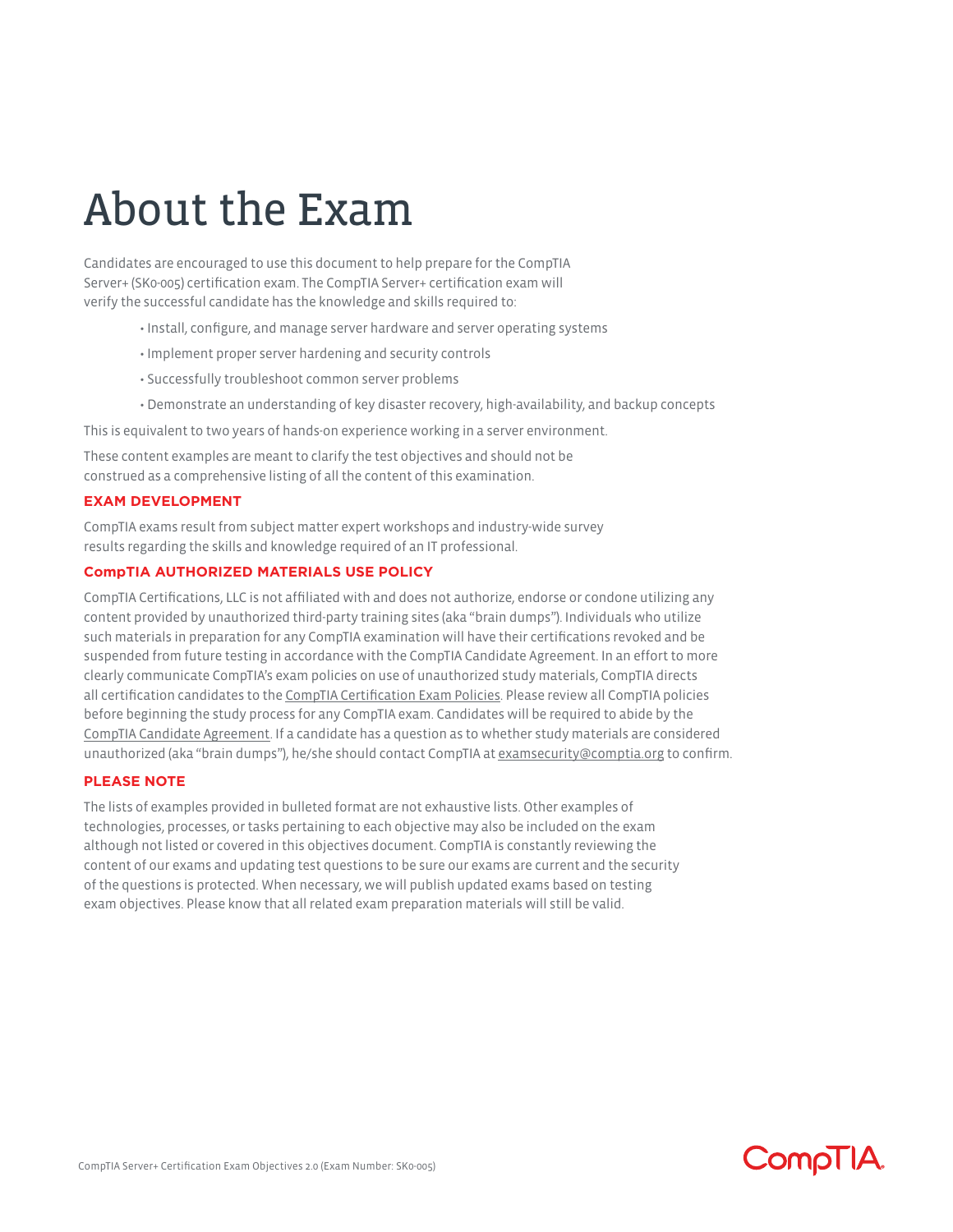# About the Exam

Candidates are encouraged to use this document to help prepare for the CompTIA Server+ (SK0-005) certification exam. The CompTIA Server+ certification exam will verify the successful candidate has the knowledge and skills required to:

- Install, configure, and manage server hardware and server operating systems
- Implement proper server hardening and security controls
- Successfully troubleshoot common server problems
- Demonstrate an understanding of key disaster recovery, high-availability, and backup concepts

This is equivalent to two years of hands-on experience working in a server environment.

These content examples are meant to clarify the test objectives and should not be construed as a comprehensive listing of all the content of this examination.

### EXAM DEVELOPMENT

CompTIA exams result from subject matter expert workshops and industry-wide survey results regarding the skills and knowledge required of an IT professional.

### CompTIA AUTHORIZED MATERIALS USE POLICY

CompTIA Certifications, LLC is not affiliated with and does not authorize, endorse or condone utilizing any content provided by unauthorized third-party training sites (aka "brain dumps"). Individuals who utilize such materials in preparation for any CompTIA examination will have their certifications revoked and be suspended from future testing in accordance with the CompTIA Candidate Agreement. In an effort to more clearly communicate CompTIA's exam policies on use of unauthorized study materials, CompTIA directs all certification candidates to the CompTIA Certification Exam Policies. Please review all CompTIA policies before beginning the study process for any CompTIA exam. Candidates will be required to abide by the CompTIA Candidate Agreement. If a candidate has a question as to whether study materials are considered unauthorized (aka "brain dumps"), he/she should contact CompTIA at examsecurity@comptia.org to confirm.

### PLEASE NOTE

The lists of examples provided in bulleted format are not exhaustive lists. Other examples of technologies, processes, or tasks pertaining to each objective may also be included on the exam although not listed or covered in this objectives document. CompTIA is constantly reviewing the content of our exams and updating test questions to be sure our exams are current and the security of the questions is protected. When necessary, we will publish updated exams based on testing exam objectives. Please know that all related exam preparation materials will still be valid.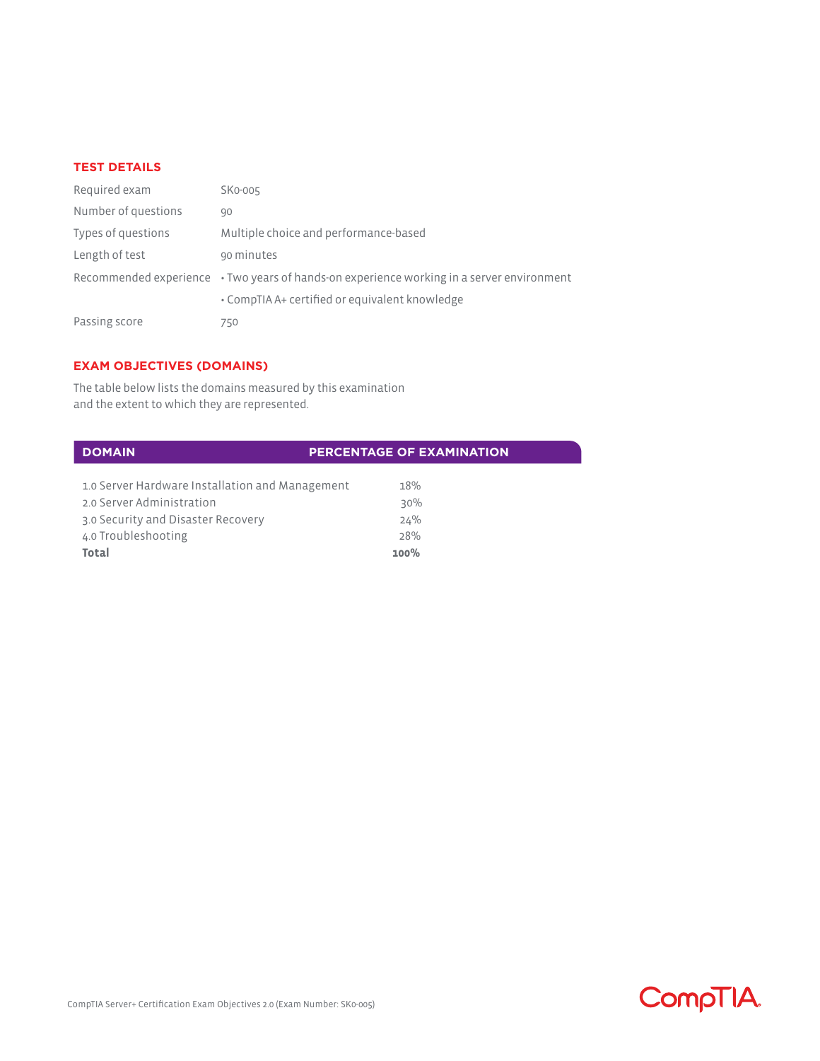## TEST DETAILS

| | |
|---|---|
| Required exam | SK0-005 |
| Number of questions | 90 |
| Types of questions | Multiple choice and performance-based |
| Length of test | 90 minutes |
| Recommended experience | • Two years of hands-on experience working in a server environment<br>• CompTIA A+ certified or equivalent knowledge |
| Passing score | 750 |

## EXAM OBJECTIVES (DOMAINS)

The table below lists the domains measured by this examination and the extent to which they are represented.

| DOMAIN | PERCENTAGE OF EXAMINATION |
|---|---|
| 1.0 Server Hardware Installation and Management | 18% |
| 2.0 Server Administration | 30% |
| 3.0 Security and Disaster Recovery | 24% |
| 4.0 Troubleshooting | 28% |
| **Total** | **100%** |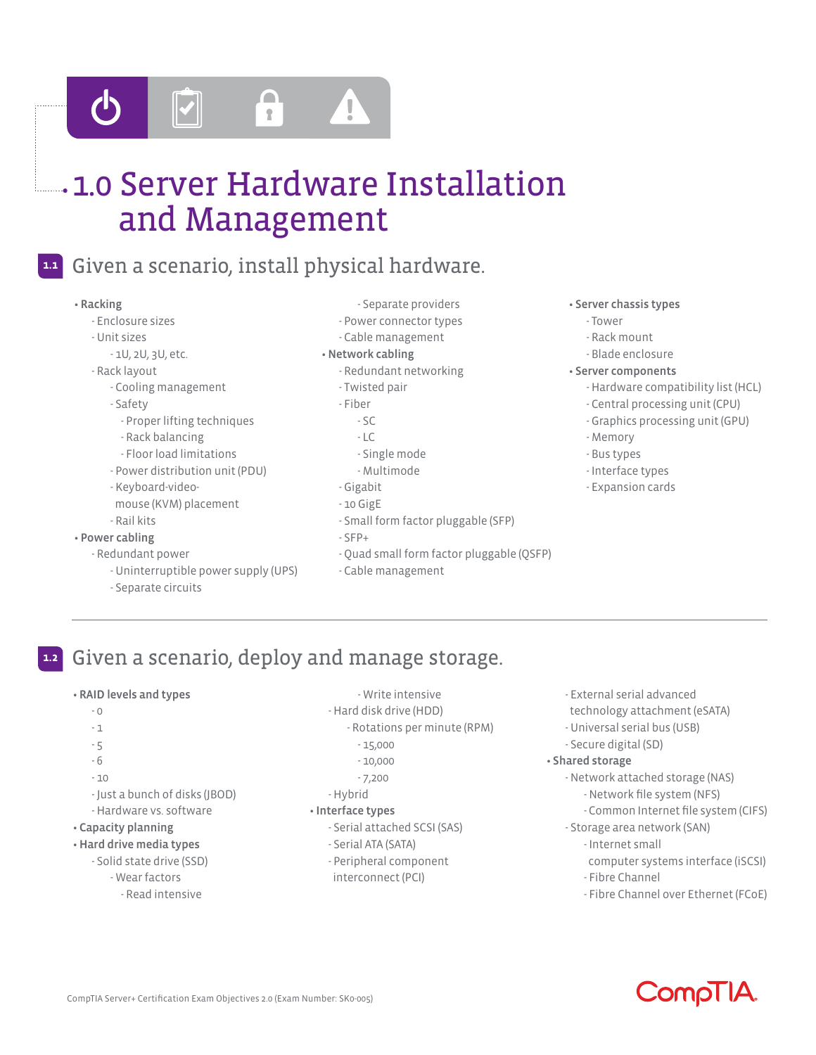# 1.0 Server Hardware Installation and Management

## 1.1 Given a scenario, install physical hardware.

- **Racking**
  - Enclosure sizes
  - Unit sizes
    - 1U, 2U, 3U, etc.
  - Rack layout
    - Cooling management
    - Safety
      - Proper lifting techniques
      - Rack balancing
      - Floor load limitations
    - Power distribution unit (PDU)
    - Keyboard-video-mouse (KVM) placement
    - Rail kits
- **Power cabling**
  - Redundant power
    - Uninterruptible power supply (UPS)
    - Separate circuits
    - Separate providers
  - Power connector types
  - Cable management
- **Network cabling**
  - Redundant networking
  - Twisted pair
  - Fiber
    - SC
    - LC
    - Single mode
    - Multimode
  - Gigabit
  - 10 GigE
  - Small form factor pluggable (SFP)
  - SFP+
  - Quad small form factor pluggable (QSFP)
  - Cable management
- **Server chassis types**
  - Tower
  - Rack mount
  - Blade enclosure
- **Server components**
  - Hardware compatibility list (HCL)
  - Central processing unit (CPU)
  - Graphics processing unit (GPU)
  - Memory
  - Bus types
  - Interface types
  - Expansion cards

## 1.2 Given a scenario, deploy and manage storage.

- **RAID levels and types**
  - 0
  - 1
  - 5
  - 6
  - 10
  - Just a bunch of disks (JBOD)
  - Hardware vs. software
- **Capacity planning**
- **Hard drive media types**
  - Solid state drive (SSD)
    - Wear factors
      - Read intensive
      - Write intensive
  - Hard disk drive (HDD)
    - Rotations per minute (RPM)
      - 15,000
      - 10,000
      - 7,200
  - Hybrid
- **Interface types**
  - Serial attached SCSI (SAS)
  - Serial ATA (SATA)
  - Peripheral component interconnect (PCI)
  - External serial advanced technology attachment (eSATA)
  - Universal serial bus (USB)
  - Secure digital (SD)
- **Shared storage**
  - Network attached storage (NAS)
    - Network file system (NFS)
    - Common Internet file system (CIFS)
  - Storage area network (SAN)
    - Internet small computer systems interface (iSCSI)
    - Fibre Channel
    - Fibre Channel over Ethernet (FCoE)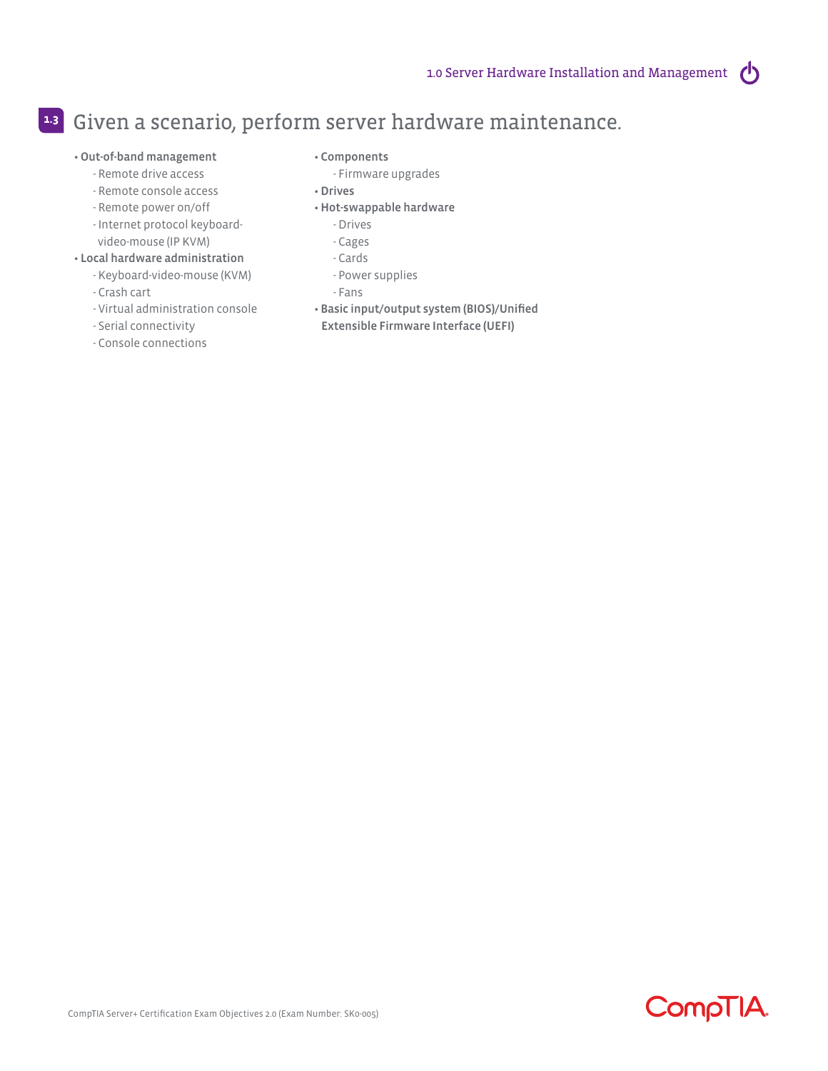## 1.3 Given a scenario, perform server hardware maintenance.

- **Out-of-band management**
  - Remote drive access
  - Remote console access
  - Remote power on/off
  - Internet protocol keyboard-video-mouse (IP KVM)
- **Local hardware administration**
  - Keyboard-video-mouse (KVM)
  - Crash cart
  - Virtual administration console
  - Serial connectivity
  - Console connections
- **Components**
  - Firmware upgrades
- **Drives**
- **Hot-swappable hardware**
  - Drives
  - Cages
  - Cards
  - Power supplies
  - Fans
- **Basic input/output system (BIOS)/Unified Extensible Firmware Interface (UEFI)**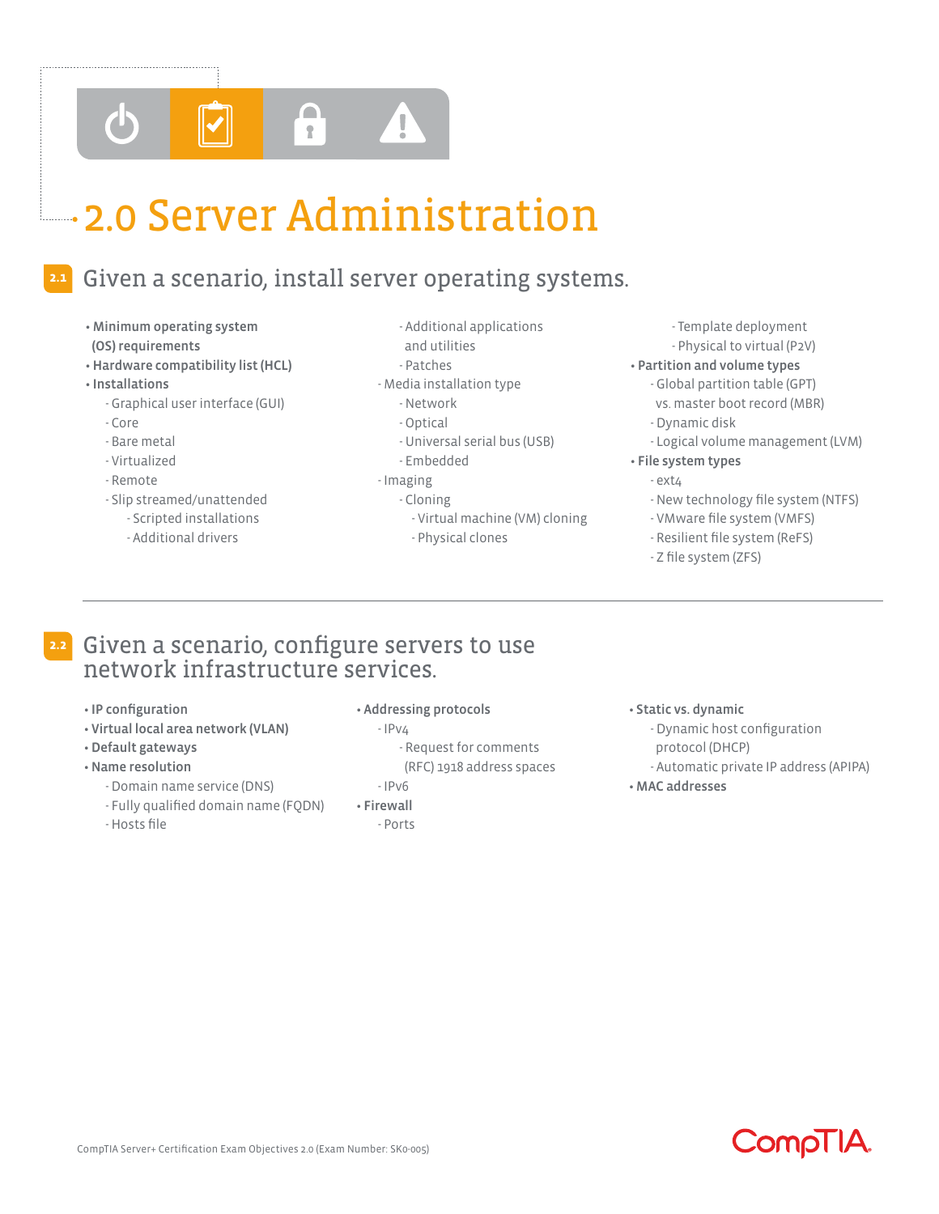# 2.0 Server Administration

## 2.1 Given a scenario, install server operating systems.

- **Minimum operating system (OS) requirements**
- **Hardware compatibility list (HCL)**
- **Installations**
  - Graphical user interface (GUI)
  - Core
  - Bare metal
  - Virtualized
  - Remote
  - Slip streamed/unattended
    - Scripted installations
    - Additional drivers
    - Additional applications and utilities
    - Patches
  - Media installation type
    - Network
    - Optical
    - Universal serial bus (USB)
    - Embedded
  - Imaging
    - Cloning
      - Virtual machine (VM) cloning
      - Physical clones
    - Template deployment
    - Physical to virtual (P2V)
- **Partition and volume types**
  - Global partition table (GPT) vs. master boot record (MBR)
  - Dynamic disk
  - Logical volume management (LVM)
- **File system types**
  - ext4
  - New technology file system (NTFS)
  - VMware file system (VMFS)
  - Resilient file system (ReFS)
  - Z file system (ZFS)

## 2.2 Given a scenario, configure servers to use network infrastructure services.

- **IP configuration**
- **Virtual local area network (VLAN)**
- **Default gateways**
- **Name resolution**
  - Domain name service (DNS)
  - Fully qualified domain name (FQDN)
  - Hosts file
- **Addressing protocols**
  - IPv4
    - Request for comments (RFC) 1918 address spaces
  - IPv6
- **Firewall**
  - Ports
- **Static vs. dynamic**
  - Dynamic host configuration protocol (DHCP)
  - Automatic private IP address (APIPA)
- **MAC addresses**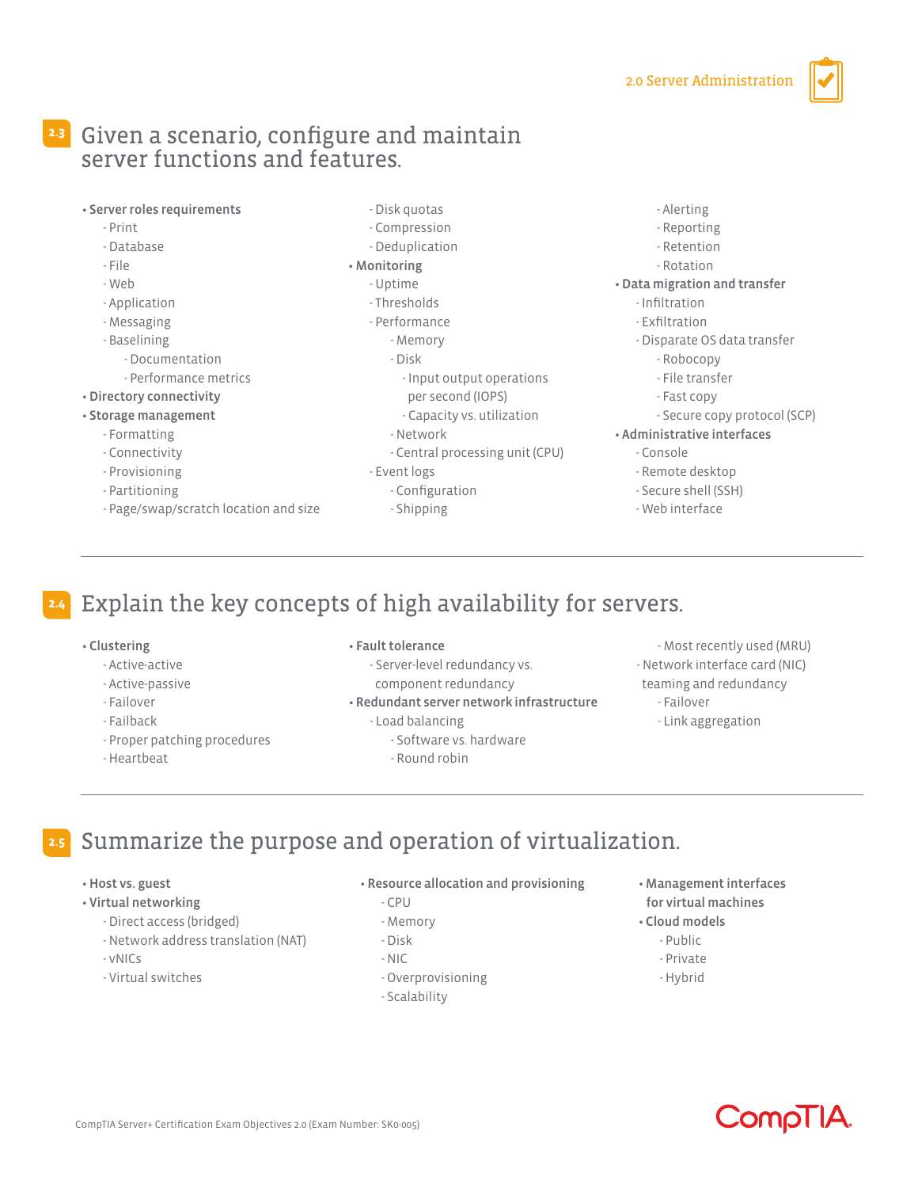## 2.3 Given a scenario, configure and maintain server functions and features.

- **Server roles requirements**
  - Print
  - Database
  - File
  - Web
  - Application
  - Messaging
  - Baselining
    - Documentation
    - Performance metrics
- **Directory connectivity**
- **Storage management**
  - Formatting
  - Connectivity
  - Provisioning
  - Partitioning
  - Page/swap/scratch location and size
  - Disk quotas
  - Compression
  - Deduplication
- **Monitoring**
  - Uptime
  - Thresholds
  - Performance
    - Memory
    - Disk
      - Input output operations per second (IOPS)
      - Capacity vs. utilization
    - Network
    - Central processing unit (CPU)
  - Event logs
    - Configuration
    - Shipping
    - Alerting
    - Reporting
    - Retention
    - Rotation
- **Data migration and transfer**
  - Infiltration
  - Exfiltration
  - Disparate OS data transfer
    - Robocopy
    - File transfer
    - Fast copy
    - Secure copy protocol (SCP)
- **Administrative interfaces**
  - Console
  - Remote desktop
  - Secure shell (SSH)
  - Web interface

## 2.4 Explain the key concepts of high availability for servers.

- **Clustering**
  - Active-active
  - Active-passive
  - Failover
  - Failback
  - Proper patching procedures
  - Heartbeat
- **Fault tolerance**
  - Server-level redundancy vs. component redundancy
- **Redundant server network infrastructure**
  - Load balancing
    - Software vs. hardware
    - Round robin
    - Most recently used (MRU)
  - Network interface card (NIC) teaming and redundancy
    - Failover
    - Link aggregation

## 2.5 Summarize the purpose and operation of virtualization.

- **Host vs. guest**
- **Virtual networking**
  - Direct access (bridged)
  - Network address translation (NAT)
  - vNICs
  - Virtual switches
- **Resource allocation and provisioning**
  - CPU
  - Memory
  - Disk
  - NIC
  - Overprovisioning
  - Scalability
- **Management interfaces for virtual machines**
- **Cloud models**
  - Public
  - Private
  - Hybrid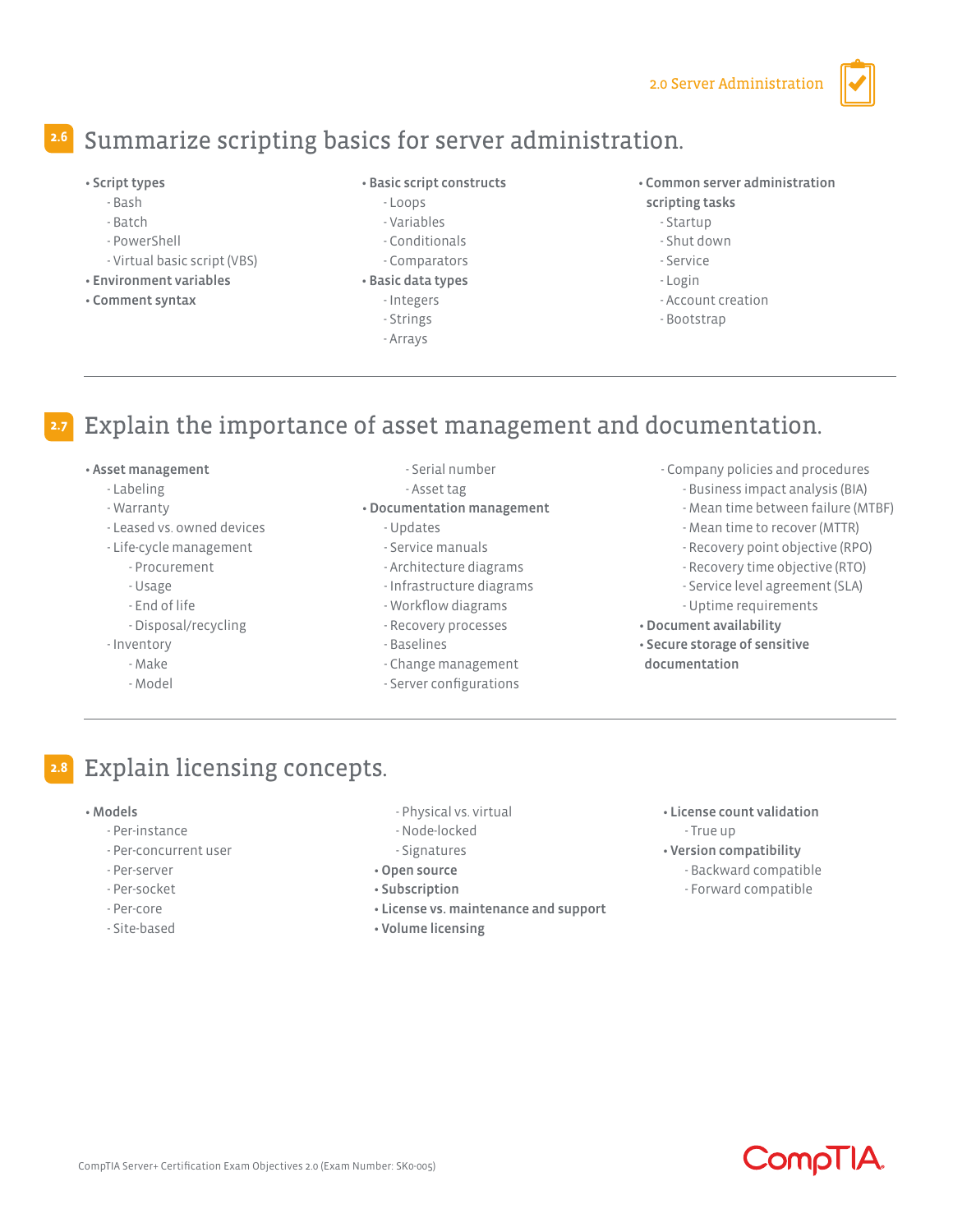## 2.6 Summarize scripting basics for server administration.

- **Script types**
  - Bash
  - Batch
  - PowerShell
  - Virtual basic script (VBS)
- **Environment variables**
- **Comment syntax**
- **Basic script constructs**
  - Loops
  - Variables
  - Conditionals
  - Comparators
- **Basic data types**
  - Integers
  - Strings
  - Arrays
- **Common server administration scripting tasks**
  - Startup
  - Shut down
  - Service
  - Login
  - Account creation
  - Bootstrap

## 2.7 Explain the importance of asset management and documentation.

- **Asset management**
  - Labeling
  - Warranty
  - Leased vs. owned devices
  - Life-cycle management
    - Procurement
    - Usage
    - End of life
    - Disposal/recycling
  - Inventory
    - Make
    - Model
    - Serial number
    - Asset tag
- **Documentation management**
  - Updates
  - Service manuals
  - Architecture diagrams
  - Infrastructure diagrams
  - Workflow diagrams
  - Recovery processes
  - Baselines
  - Change management
  - Server configurations
  - Company policies and procedures
    - Business impact analysis (BIA)
    - Mean time between failure (MTBF)
    - Mean time to recover (MTTR)
    - Recovery point objective (RPO)
    - Recovery time objective (RTO)
    - Service level agreement (SLA)
    - Uptime requirements
- **Document availability**
- **Secure storage of sensitive documentation**

## 2.8 Explain licensing concepts.

- **Models**
  - Per-instance
  - Per-concurrent user
  - Per-server
  - Per-socket
  - Per-core
  - Site-based
  - Physical vs. virtual
  - Node-locked
  - Signatures
- **Open source**
- **Subscription**
- **License vs. maintenance and support**
- **Volume licensing**
- **License count validation**
  - True up
- **Version compatibility**
  - Backward compatible
  - Forward compatible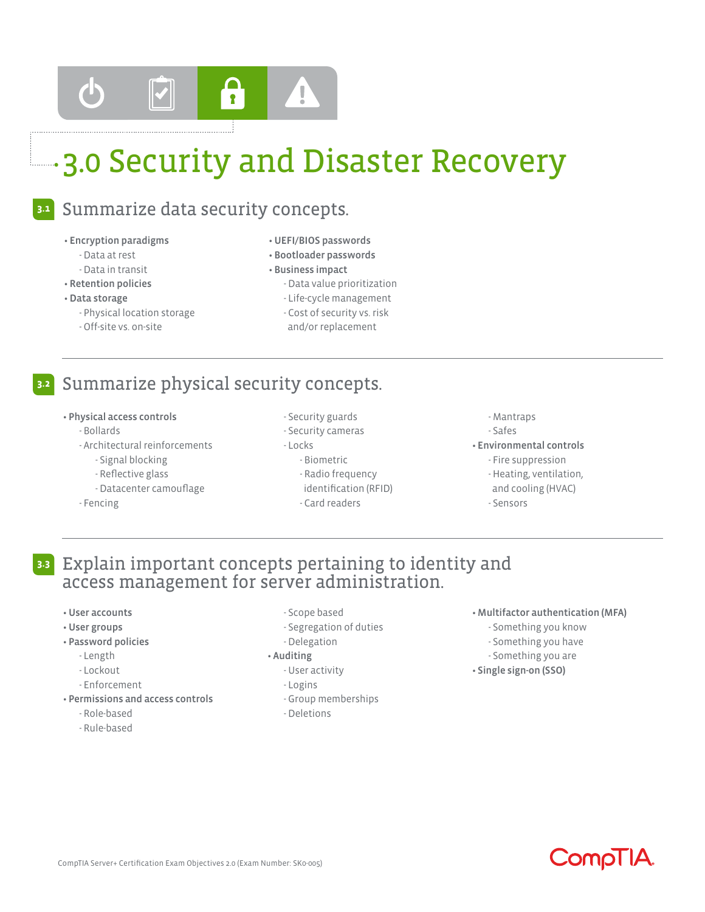# 3.0 Security and Disaster Recovery

## 3.1 Summarize data security concepts.

- **Encryption paradigms**
  - Data at rest
  - Data in transit
- **Retention policies**
- **Data storage**
  - Physical location storage
  - Off-site vs. on-site
- **UEFI/BIOS passwords**
- **Bootloader passwords**
- **Business impact**
  - Data value prioritization
  - Life-cycle management
  - Cost of security vs. risk and/or replacement

## 3.2 Summarize physical security concepts.

- **Physical access controls**
  - Bollards
  - Architectural reinforcements
    - Signal blocking
    - Reflective glass
    - Datacenter camouflage
  - Fencing
  - Security guards
  - Security cameras
  - Locks
    - Biometric
    - Radio frequency identification (RFID)
    - Card readers
  - Mantraps
  - Safes
- **Environmental controls**
  - Fire suppression
  - Heating, ventilation, and cooling (HVAC)
  - Sensors

## 3.3 Explain important concepts pertaining to identity and access management for server administration.

- **User accounts**
- **User groups**
- **Password policies**
  - Length
  - Lockout
  - Enforcement
- **Permissions and access controls**
  - Role-based
  - Rule-based
  - Scope based
  - Segregation of duties
  - Delegation
- **Auditing**
  - User activity
  - Logins
  - Group memberships
  - Deletions
- **Multifactor authentication (MFA)**
  - Something you know
  - Something you have
  - Something you are
- **Single sign-on (SSO)**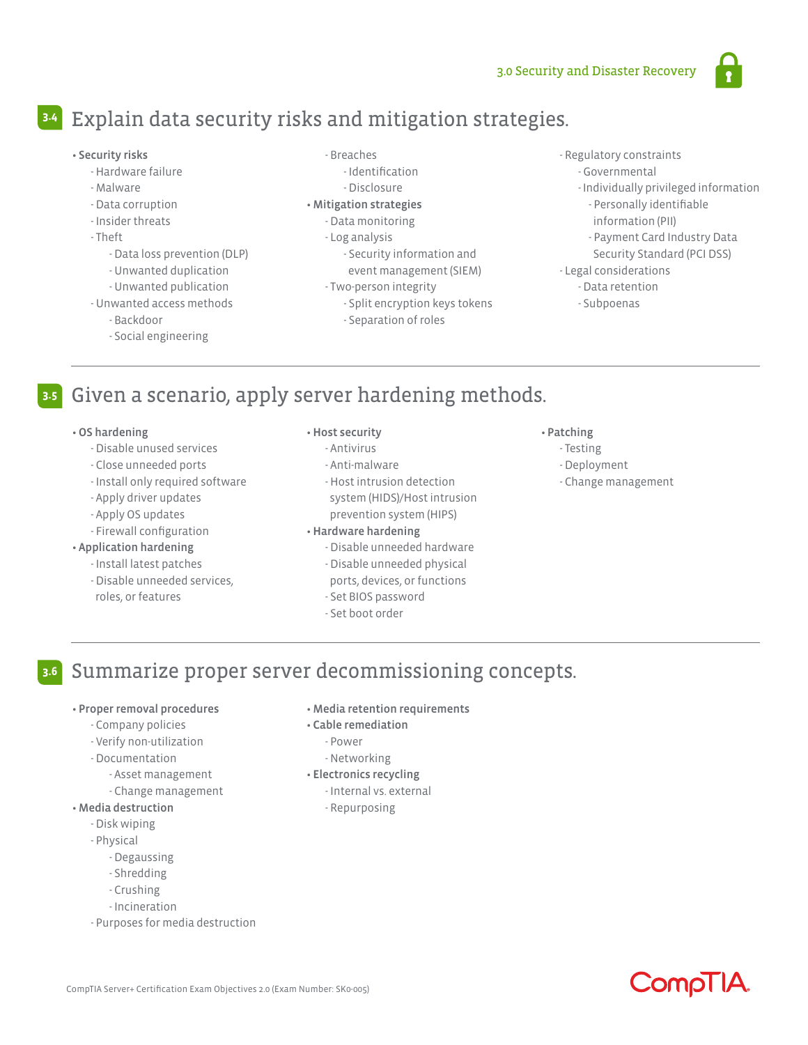## 3.4 Explain data security risks and mitigation strategies.

- **Security risks**
  - Hardware failure
  - Malware
  - Data corruption
  - Insider threats
  - Theft
    - Data loss prevention (DLP)
    - Unwanted duplication
    - Unwanted publication
  - Unwanted access methods
    - Backdoor
    - Social engineering
  - Breaches
    - Identification
    - Disclosure
- **Mitigation strategies**
  - Data monitoring
  - Log analysis
    - Security information and event management (SIEM)
  - Two-person integrity
    - Split encryption keys tokens
    - Separation of roles
  - Regulatory constraints
    - Governmental
    - Individually privileged information
      - Personally identifiable information (PII)
      - Payment Card Industry Data Security Standard (PCI DSS)
  - Legal considerations
    - Data retention
    - Subpoenas

## 3.5 Given a scenario, apply server hardening methods.

- **OS hardening**
  - Disable unused services
  - Close unneeded ports
  - Install only required software
  - Apply driver updates
  - Apply OS updates
  - Firewall configuration
- **Application hardening**
  - Install latest patches
  - Disable unneeded services, roles, or features
- **Host security**
  - Antivirus
  - Anti-malware
  - Host intrusion detection system (HIDS)/Host intrusion prevention system (HIPS)
- **Hardware hardening**
  - Disable unneeded hardware
  - Disable unneeded physical ports, devices, or functions
  - Set BIOS password
  - Set boot order
- **Patching**
  - Testing
  - Deployment
  - Change management

## 3.6 Summarize proper server decommissioning concepts.

- **Proper removal procedures**
  - Company policies
  - Verify non-utilization
  - Documentation
    - Asset management
    - Change management
- **Media destruction**
  - Disk wiping
  - Physical
    - Degaussing
    - Shredding
    - Crushing
    - Incineration
  - Purposes for media destruction
- **Media retention requirements**
- **Cable remediation**
  - Power
  - Networking
- **Electronics recycling**
  - Internal vs. external
  - Repurposing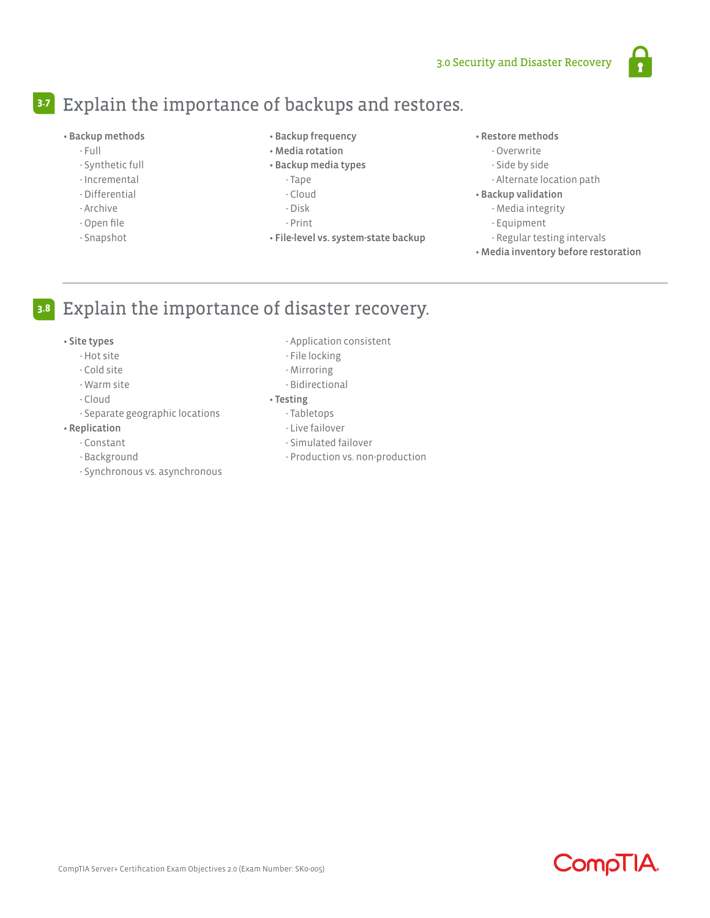## 3.7 Explain the importance of backups and restores.

- **Backup methods**
  - Full
  - Synthetic full
  - Incremental
  - Differential
  - Archive
  - Open file
  - Snapshot
- **Backup frequency**
- **Media rotation**
- **Backup media types**
  - Tape
  - Cloud
  - Disk
  - Print
- **File-level vs. system-state backup**
- **Restore methods**
  - Overwrite
  - Side by side
  - Alternate location path
- **Backup validation**
  - Media integrity
  - Equipment
  - Regular testing intervals
- **Media inventory before restoration**

---

## 3.8 Explain the importance of disaster recovery.

- **Site types**
  - Hot site
  - Cold site
  - Warm site
  - Cloud
  - Separate geographic locations
- **Replication**
  - Constant
  - Background
  - Synchronous vs. asynchronous
  - Application consistent
  - File locking
  - Mirroring
  - Bidirectional
- **Testing**
  - Tabletops
  - Live failover
  - Simulated failover
  - Production vs. non-production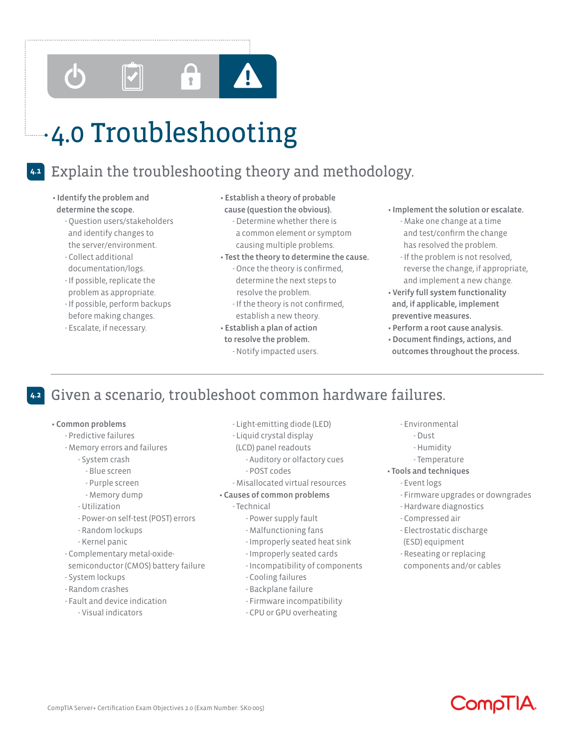# 4.0 Troubleshooting

## 4.1 Explain the troubleshooting theory and methodology.

- **Identify the problem and determine the scope.**
  - Question users/stakeholders and identify changes to the server/environment.
  - Collect additional documentation/logs.
  - If possible, replicate the problem as appropriate.
  - If possible, perform backups before making changes.
  - Escalate, if necessary.
- **Establish a theory of probable cause (question the obvious).**
  - Determine whether there is a common element or symptom causing multiple problems.
- **Test the theory to determine the cause.**
  - Once the theory is confirmed, determine the next steps to resolve the problem.
  - If the theory is not confirmed, establish a new theory.
- **Establish a plan of action to resolve the problem.**
  - Notify impacted users.
- **Implement the solution or escalate.**
  - Make one change at a time and test/confirm the change has resolved the problem.
  - If the problem is not resolved, reverse the change, if appropriate, and implement a new change.
- **Verify full system functionality and, if applicable, implement preventive measures.**
- **Perform a root cause analysis.**
- **Document findings, actions, and outcomes throughout the process.**

## 4.2 Given a scenario, troubleshoot common hardware failures.

- **Common problems**
  - Predictive failures
  - Memory errors and failures
    - System crash
      - Blue screen
      - Purple screen
      - Memory dump
    - Utilization
    - Power-on self-test (POST) errors
    - Random lockups
    - Kernel panic
  - Complementary metal-oxide-semiconductor (CMOS) battery failure
  - System lockups
  - Random crashes
  - Fault and device indication
    - Visual indicators
  - Light-emitting diode (LED)
  - Liquid crystal display (LCD) panel readouts
    - Auditory or olfactory cues
    - POST codes
  - Misallocated virtual resources
- **Causes of common problems**
  - Technical
    - Power supply fault
    - Malfunctioning fans
    - Improperly seated heat sink
    - Improperly seated cards
    - Incompatibility of components
    - Cooling failures
    - Backplane failure
    - Firmware incompatibility
    - CPU or GPU overheating
  - Environmental
    - Dust
    - Humidity
    - Temperature
- **Tools and techniques**
  - Event logs
  - Firmware upgrades or downgrades
  - Hardware diagnostics
  - Compressed air
  - Electrostatic discharge (ESD) equipment
  - Reseating or replacing components and/or cables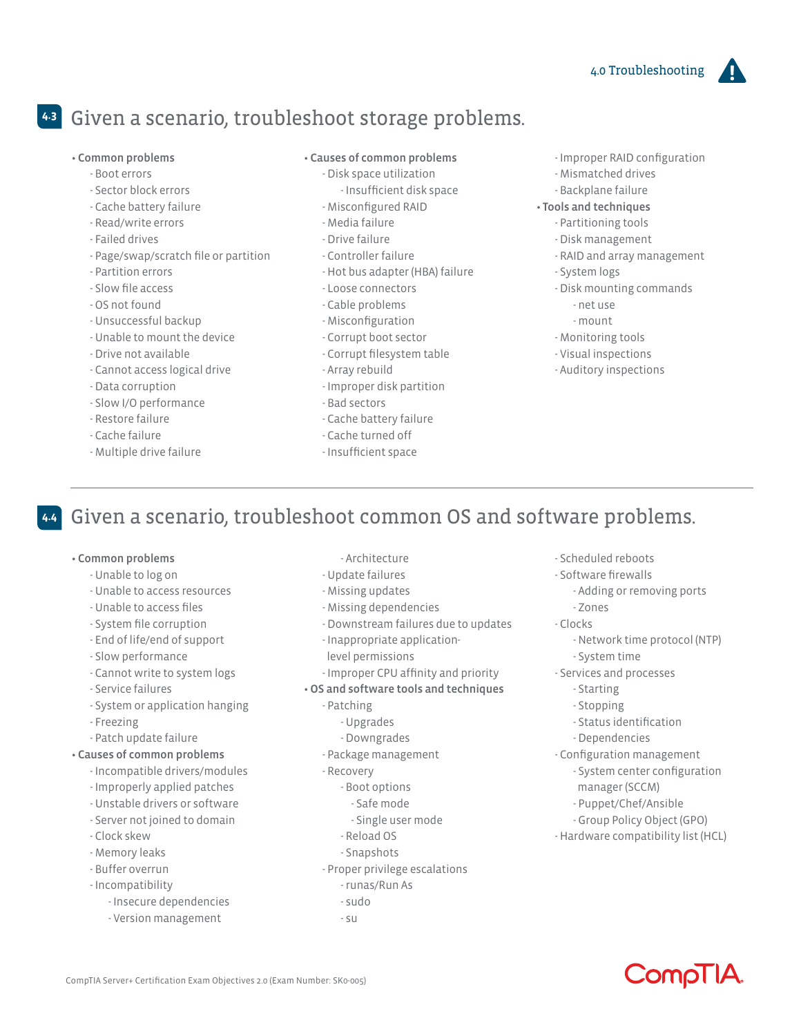## 4.3 Given a scenario, troubleshoot storage problems.

- **Common problems**
  - Boot errors
  - Sector block errors
  - Cache battery failure
  - Read/write errors
  - Failed drives
  - Page/swap/scratch file or partition
  - Partition errors
  - Slow file access
  - OS not found
  - Unsuccessful backup
  - Unable to mount the device
  - Drive not available
  - Cannot access logical drive
  - Data corruption
  - Slow I/O performance
  - Restore failure
  - Cache failure
  - Multiple drive failure
- **Causes of common problems**
  - Disk space utilization
    - Insufficient disk space
  - Misconfigured RAID
  - Media failure
  - Drive failure
  - Controller failure
  - Hot bus adapter (HBA) failure
  - Loose connectors
  - Cable problems
  - Misconfiguration
  - Corrupt boot sector
  - Corrupt filesystem table
  - Array rebuild
  - Improper disk partition
  - Bad sectors
  - Cache battery failure
  - Cache turned off
  - Insufficient space
  - Improper RAID configuration
  - Mismatched drives
  - Backplane failure
- **Tools and techniques**
  - Partitioning tools
  - Disk management
  - RAID and array management
  - System logs
  - Disk mounting commands
    - net use
    - mount
  - Monitoring tools
  - Visual inspections
  - Auditory inspections

## 4.4 Given a scenario, troubleshoot common OS and software problems.

- **Common problems**
  - Unable to log on
  - Unable to access resources
  - Unable to access files
  - System file corruption
  - End of life/end of support
  - Slow performance
  - Cannot write to system logs
  - Service failures
  - System or application hanging
  - Freezing
  - Patch update failure
- **Causes of common problems**
  - Incompatible drivers/modules
  - Improperly applied patches
  - Unstable drivers or software
  - Server not joined to domain
  - Clock skew
  - Memory leaks
  - Buffer overrun
  - Incompatibility
    - Insecure dependencies
    - Version management
    - Architecture
  - Update failures
  - Missing updates
  - Missing dependencies
  - Downstream failures due to updates
  - Inappropriate application-level permissions
  - Improper CPU affinity and priority
- **OS and software tools and techniques**
  - Patching
    - Upgrades
    - Downgrades
  - Package management
  - Recovery
    - Boot options
      - Safe mode
      - Single user mode
    - Reload OS
    - Snapshots
  - Proper privilege escalations
    - runas/Run As
    - sudo
    - su
  - Scheduled reboots
  - Software firewalls
    - Adding or removing ports
    - Zones
  - Clocks
    - Network time protocol (NTP)
    - System time
  - Services and processes
    - Starting
    - Stopping
    - Status identification
    - Dependencies
  - Configuration management
    - System center configuration manager (SCCM)
    - Puppet/Chef/Ansible
    - Group Policy Object (GPO)
  - Hardware compatibility list (HCL)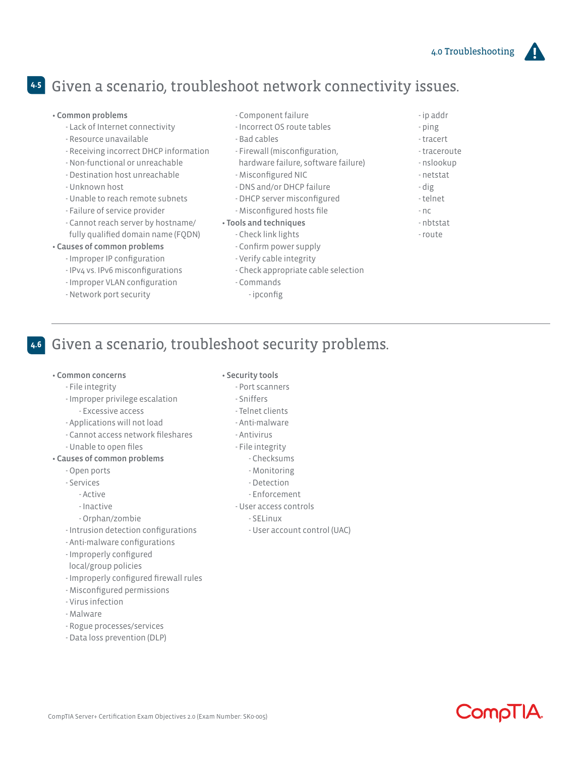## 4.5 Given a scenario, troubleshoot network connectivity issues.

- **Common problems**
  - Lack of Internet connectivity
  - Resource unavailable
  - Receiving incorrect DHCP information
  - Non-functional or unreachable
  - Destination host unreachable
  - Unknown host
  - Unable to reach remote subnets
  - Failure of service provider
  - Cannot reach server by hostname/ fully qualified domain name (FQDN)
- **Causes of common problems**
  - Improper IP configuration
  - IPv4 vs. IPv6 misconfigurations
  - Improper VLAN configuration
  - Network port security
  - Component failure
  - Incorrect OS route tables
  - Bad cables
  - Firewall (misconfiguration, hardware failure, software failure)
  - Misconfigured NIC
  - DNS and/or DHCP failure
  - DHCP server misconfigured
  - Misconfigured hosts file
- **Tools and techniques**
  - Check link lights
  - Confirm power supply
  - Verify cable integrity
  - Check appropriate cable selection
  - Commands
    - ipconfig
    - ip addr
    - ping
    - tracert
    - traceroute
    - nslookup
    - netstat
    - dig
    - telnet
    - nc
    - nbtstat
    - route

## 4.6 Given a scenario, troubleshoot security problems.

- **Common concerns**
  - File integrity
  - Improper privilege escalation
    - Excessive access
  - Applications will not load
  - Cannot access network fileshares
  - Unable to open files
- **Causes of common problems**
  - Open ports
  - Services
    - Active
    - Inactive
    - Orphan/zombie
  - Intrusion detection configurations
  - Anti-malware configurations
  - Improperly configured local/group policies
  - Improperly configured firewall rules
  - Misconfigured permissions
  - Virus infection
  - Malware
  - Rogue processes/services
  - Data loss prevention (DLP)
- **Security tools**
  - Port scanners
  - Sniffers
  - Telnet clients
  - Anti-malware
  - Antivirus
  - File integrity
    - Checksums
    - Monitoring
    - Detection
    - Enforcement
  - User access controls
    - SELinux
    - User account control (UAC)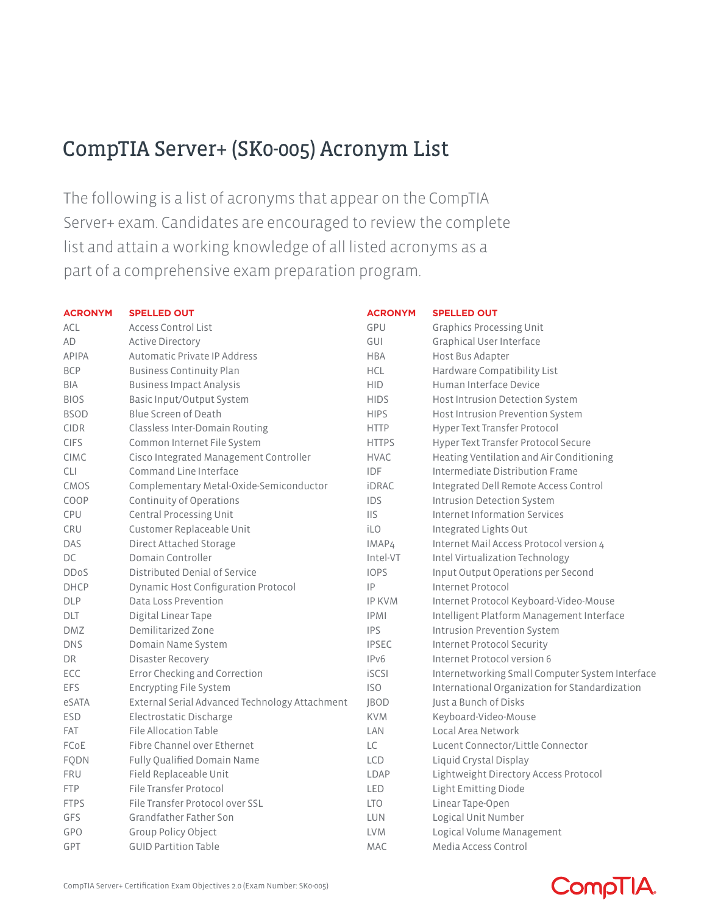# CompTIA Server+ (SK0-005) Acronym List

The following is a list of acronyms that appear on the CompTIA Server+ exam. Candidates are encouraged to review the complete list and attain a working knowledge of all listed acronyms as a part of a comprehensive exam preparation program.

| ACRONYM | SPELLED OUT |
|---|---|
| ACL | Access Control List |
| AD | Active Directory |
| APIPA | Automatic Private IP Address |
| BCP | Business Continuity Plan |
| BIA | Business Impact Analysis |
| BIOS | Basic Input/Output System |
| BSOD | Blue Screen of Death |
| CIDR | Classless Inter-Domain Routing |
| CIFS | Common Internet File System |
| CIMC | Cisco Integrated Management Controller |
| CLI | Command Line Interface |
| CMOS | Complementary Metal-Oxide-Semiconductor |
| COOP | Continuity of Operations |
| CPU | Central Processing Unit |
| CRU | Customer Replaceable Unit |
| DAS | Direct Attached Storage |
| DC | Domain Controller |
| DDoS | Distributed Denial of Service |
| DHCP | Dynamic Host Configuration Protocol |
| DLP | Data Loss Prevention |
| DLT | Digital Linear Tape |
| DMZ | Demilitarized Zone |
| DNS | Domain Name System |
| DR | Disaster Recovery |
| ECC | Error Checking and Correction |
| EFS | Encrypting File System |
| eSATA | External Serial Advanced Technology Attachment |
| ESD | Electrostatic Discharge |
| FAT | File Allocation Table |
| FCoE | Fibre Channel over Ethernet |
| FQDN | Fully Qualified Domain Name |
| FRU | Field Replaceable Unit |
| FTP | File Transfer Protocol |
| FTPS | File Transfer Protocol over SSL |
| GFS | Grandfather Father Son |
| GPO | Group Policy Object |
| GPT | GUID Partition Table |
| GPU | Graphics Processing Unit |
| GUI | Graphical User Interface |
| HBA | Host Bus Adapter |
| HCL | Hardware Compatibility List |
| HID | Human Interface Device |
| HIDS | Host Intrusion Detection System |
| HIPS | Host Intrusion Prevention System |
| HTTP | Hyper Text Transfer Protocol |
| HTTPS | Hyper Text Transfer Protocol Secure |
| HVAC | Heating Ventilation and Air Conditioning |
| IDF | Intermediate Distribution Frame |
| iDRAC | Integrated Dell Remote Access Control |
| IDS | Intrusion Detection System |
| IIS | Internet Information Services |
| iLO | Integrated Lights Out |
| IMAP4 | Internet Mail Access Protocol version 4 |
| Intel-VT | Intel Virtualization Technology |
| IOPS | Input Output Operations per Second |
| IP | Internet Protocol |
| IP KVM | Internet Protocol Keyboard-Video-Mouse |
| IPMI | Intelligent Platform Management Interface |
| IPS | Intrusion Prevention System |
| IPSEC | Internet Protocol Security |
| IPv6 | Internet Protocol version 6 |
| iSCSI | Internetworking Small Computer System Interface |
| ISO | International Organization for Standardization |
| JBOD | Just a Bunch of Disks |
| KVM | Keyboard-Video-Mouse |
| LAN | Local Area Network |
| LC | Lucent Connector/Little Connector |
| LCD | Liquid Crystal Display |
| LDAP | Lightweight Directory Access Protocol |
| LED | Light Emitting Diode |
| LTO | Linear Tape-Open |
| LUN | Logical Unit Number |
| LVM | Logical Volume Management |
| MAC | Media Access Control |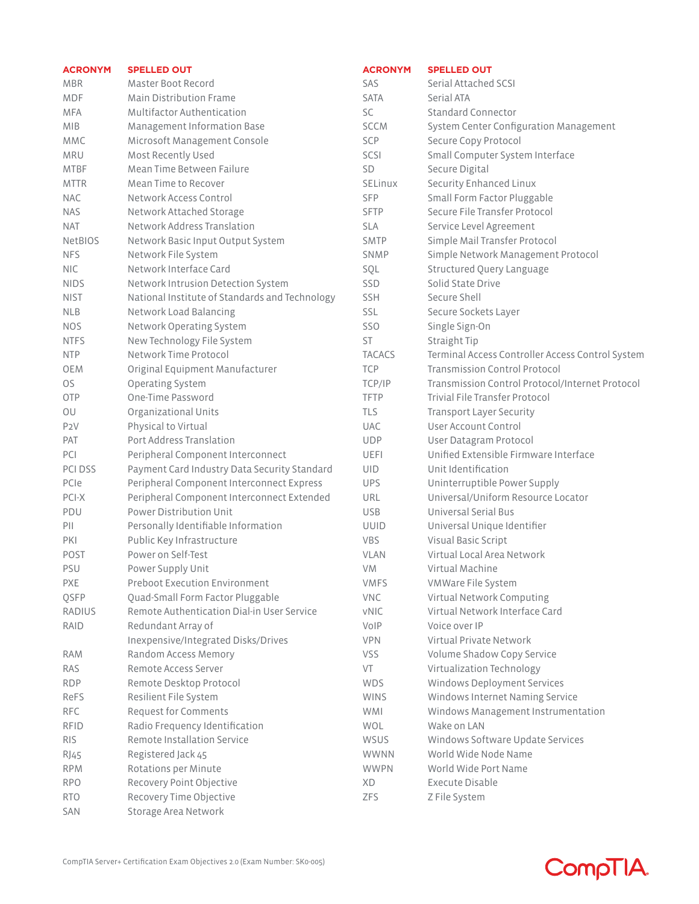| ACRONYM | SPELLED OUT |
| --- | --- |
| MBR | Master Boot Record |
| MDF | Main Distribution Frame |
| MFA | Multifactor Authentication |
| MIB | Management Information Base |
| MMC | Microsoft Management Console |
| MRU | Most Recently Used |
| MTBF | Mean Time Between Failure |
| MTTR | Mean Time to Recover |
| NAC | Network Access Control |
| NAS | Network Attached Storage |
| NAT | Network Address Translation |
| NetBIOS | Network Basic Input Output System |
| NFS | Network File System |
| NIC | Network Interface Card |
| NIDS | Network Intrusion Detection System |
| NIST | National Institute of Standards and Technology |
| NLB | Network Load Balancing |
| NOS | Network Operating System |
| NTFS | New Technology File System |
| NTP | Network Time Protocol |
| OEM | Original Equipment Manufacturer |
| OS | Operating System |
| OTP | One-Time Password |
| OU | Organizational Units |
| P2V | Physical to Virtual |
| PAT | Port Address Translation |
| PCI | Peripheral Component Interconnect |
| PCI DSS | Payment Card Industry Data Security Standard |
| PCIe | Peripheral Component Interconnect Express |
| PCI-X | Peripheral Component Interconnect Extended |
| PDU | Power Distribution Unit |
| PII | Personally Identifiable Information |
| PKI | Public Key Infrastructure |
| POST | Power on Self-Test |
| PSU | Power Supply Unit |
| PXE | Preboot Execution Environment |
| QSFP | Quad-Small Form Factor Pluggable |
| RADIUS | Remote Authentication Dial-in User Service |
| RAID | Redundant Array of Inexpensive/Integrated Disks/Drives |
| RAM | Random Access Memory |
| RAS | Remote Access Server |
| RDP | Remote Desktop Protocol |
| ReFS | Resilient File System |
| RFC | Request for Comments |
| RFID | Radio Frequency Identification |
| RIS | Remote Installation Service |
| RJ45 | Registered Jack 45 |
| RPM | Rotations per Minute |
| RPO | Recovery Point Objective |
| RTO | Recovery Time Objective |
| SAN | Storage Area Network |
| SAS | Serial Attached SCSI |
| SATA | Serial ATA |
| SC | Standard Connector |
| SCCM | System Center Configuration Management |
| SCP | Secure Copy Protocol |
| SCSI | Small Computer System Interface |
| SD | Secure Digital |
| SELinux | Security Enhanced Linux |
| SFP | Small Form Factor Pluggable |
| SFTP | Secure File Transfer Protocol |
| SLA | Service Level Agreement |
| SMTP | Simple Mail Transfer Protocol |
| SNMP | Simple Network Management Protocol |
| SQL | Structured Query Language |
| SSD | Solid State Drive |
| SSH | Secure Shell |
| SSL | Secure Sockets Layer |
| SSO | Single Sign-On |
| ST | Straight Tip |
| TACACS | Terminal Access Controller Access Control System |
| TCP | Transmission Control Protocol |
| TCP/IP | Transmission Control Protocol/Internet Protocol |
| TFTP | Trivial File Transfer Protocol |
| TLS | Transport Layer Security |
| UAC | User Account Control |
| UDP | User Datagram Protocol |
| UEFI | Unified Extensible Firmware Interface |
| UID | Unit Identification |
| UPS | Uninterruptible Power Supply |
| URL | Universal/Uniform Resource Locator |
| USB | Universal Serial Bus |
| UUID | Universal Unique Identifier |
| VBS | Visual Basic Script |
| VLAN | Virtual Local Area Network |
| VM | Virtual Machine |
| VMFS | VMWare File System |
| VNC | Virtual Network Computing |
| vNIC | Virtual Network Interface Card |
| VoIP | Voice over IP |
| VPN | Virtual Private Network |
| VSS | Volume Shadow Copy Service |
| VT | Virtualization Technology |
| WDS | Windows Deployment Services |
| WINS | Windows Internet Naming Service |
| WMI | Windows Management Instrumentation |
| WOL | Wake on LAN |
| WSUS | Windows Software Update Services |
| WWNN | World Wide Node Name |
| WWPN | World Wide Port Name |
| XD | Execute Disable |
| ZFS | Z File System |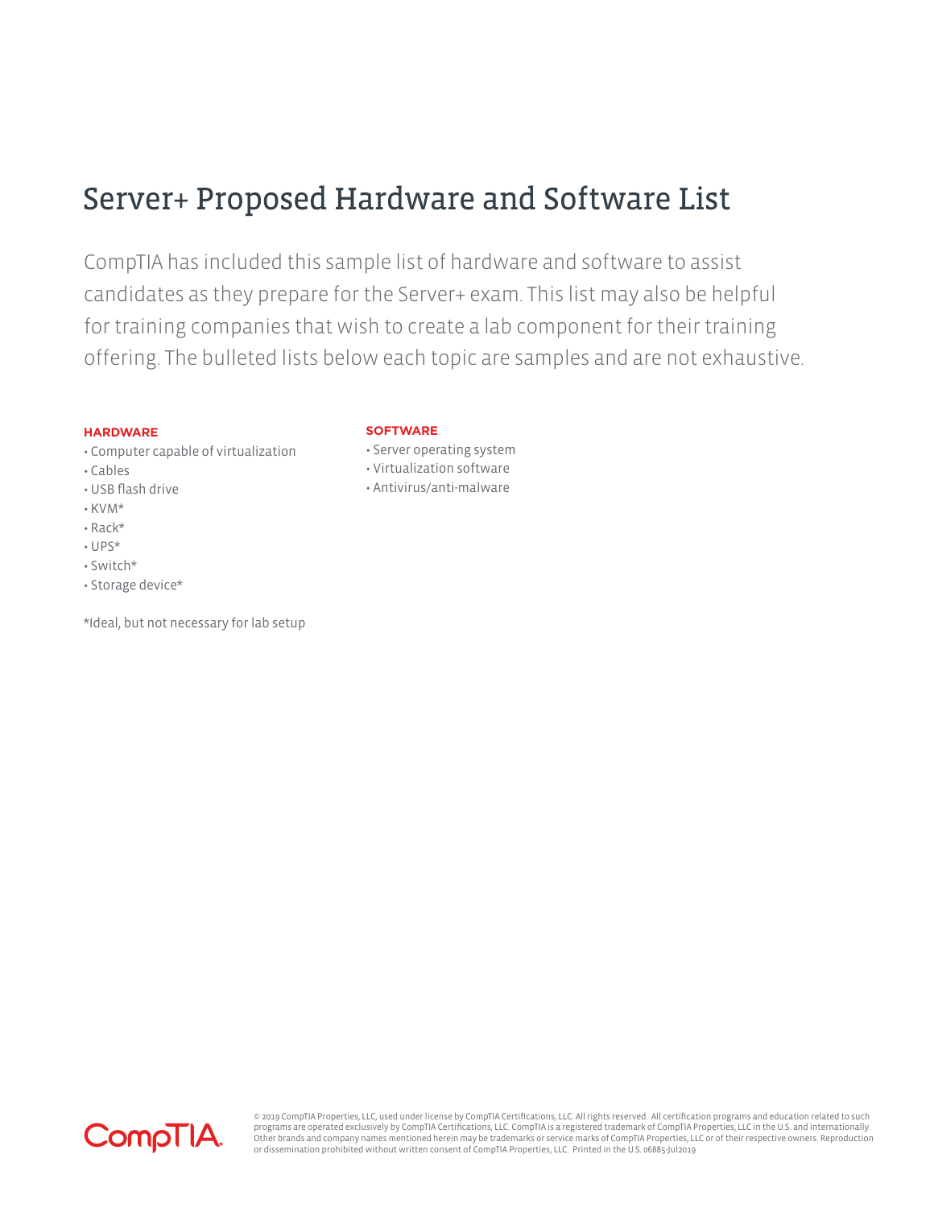# Server+ Proposed Hardware and Software List

CompTIA has included this sample list of hardware and software to assist candidates as they prepare for the Server+ exam. This list may also be helpful for training companies that wish to create a lab component for their training offering. The bulleted lists below each topic are samples and are not exhaustive.

**HARDWARE**

- Computer capable of virtualization
- Cables
- USB flash drive
- KVM*
- Rack*
- UPS*
- Switch*
- Storage device*

*Ideal, but not necessary for lab setup

**SOFTWARE**

- Server operating system
- Virtualization software
- Antivirus/anti-malware

© 2019 CompTIA Properties, LLC, used under license by CompTIA Certifications, LLC. All rights reserved. All certification programs and education related to such programs are operated exclusively by CompTIA Certifications, LLC. CompTIA is a registered trademark of CompTIA Properties, LLC in the U.S. and internationally. Other brands and company names mentioned herein may be trademarks or service marks of CompTIA Properties, LLC or of their respective owners. Reproduction or dissemination prohibited without written consent of CompTIA Properties, LLC. Printed in the U.S. 06885-Jul2019